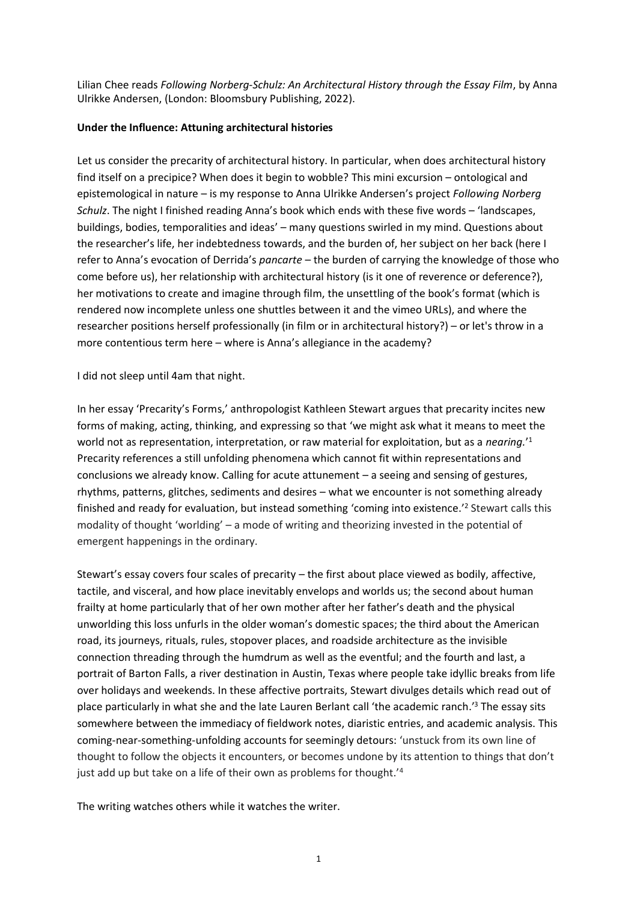Lilian Chee reads *Following Norberg-Schulz: An Architectural History through the Essay Film*, by Anna Ulrikke Andersen, (London: Bloomsbury Publishing, 2022).

**Under the Influence: Attuning architectural histories**

Let us consider the precarity of architectural history. In particular, when does architectural history find itself on a precipice? When does it begin to wobble? This mini excursion – ontological and epistemological in nature – is my response to Anna Ulrikke Andersen's project *Following Norberg Schulz*. The night I finished reading Anna's book which ends with these five words – 'landscapes, buildings, bodies, temporalities and ideas' – many questions swirled in my mind. Questions about the researcher's life, her indebtedness towards, and the burden of, her subject on her back (here I refer to Anna's evocation of Derrida's *pancarte* – the burden of carrying the knowledge of those who come before us), her relationship with architectural history (is it one of reverence or deference?), her motivations to create and imagine through film, the unsettling of the book's format (which is rendered now incomplete unless one shuttles between it and the vimeo URLs), and where the researcher positions herself professionally (in film or in architectural history?) – or let's throw in a more contentious term here – where is Anna's allegiance in the academy?

I did not sleep until 4am that night.

In her essay 'Precarity's Forms,' anthropologist Kathleen Stewart argues that precarity incites new forms of making, acting, thinking, and expressing so that 'we might ask what it means to meet the world not as representation, interpretation, or raw material for exploitation, but as a *nearing*.'[1] Precarity references a still unfolding phenomena which cannot fit within representations and conclusions we already know. Calling for acute attunement – a seeing and sensing of gestures, rhythms, patterns, glitches, sediments and desires – what we encounter is not something already finished and ready for evaluation, but instead something 'coming into existence.'[2] Stewart calls this modality of thought 'worlding' – a mode of writing and theorizing invested in the potential of emergent happenings in the ordinary.

Stewart's essay covers four scales of precarity – the first about place viewed as bodily, affective, tactile, and visceral, and how place inevitably envelops and worlds us; the second about human frailty at home particularly that of her own mother after her father's death and the physical unworlding this loss unfurls in the older woman's domestic spaces; the third about the American road, its journeys, rituals, rules, stopover places, and roadside architecture as the invisible connection threading through the humdrum as well as the eventful; and the fourth and last, a portrait of Barton Falls, a river destination in Austin, Texas where people take idyllic breaks from life over holidays and weekends. In these affective portraits, Stewart divulges details which read out of place particularly in what she and the late Lauren Berlant call 'the academic ranch.'[3] The essay sits somewhere between the immediacy of fieldwork notes, diaristic entries, and academic analysis. This coming-near-something-unfolding accounts for seemingly detours: 'unstuck from its own line of thought to follow the objects it encounters, or becomes undone by its attention to things that don't just add up but take on a life of their own as problems for thought.'[4]

The writing watches others while it watches the writer.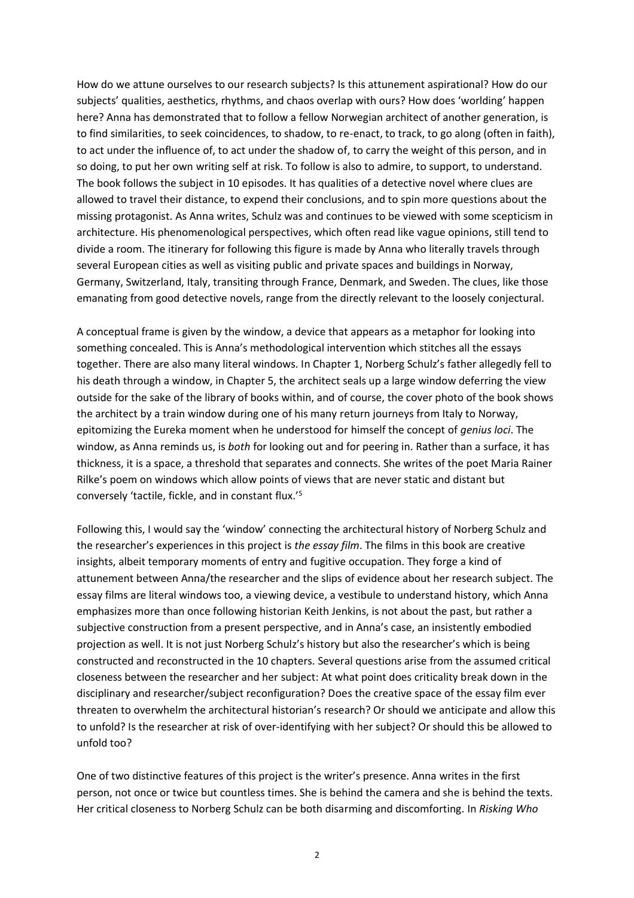How do we attune ourselves to our research subjects? Is this attunement aspirational? How do our subjects' qualities, aesthetics, rhythms, and chaos overlap with ours? How does 'worlding' happen here? Anna has demonstrated that to follow a fellow Norwegian architect of another generation, is to find similarities, to seek coincidences, to shadow, to re-enact, to track, to go along (often in faith), to act under the influence of, to act under the shadow of, to carry the weight of this person, and in so doing, to put her own writing self at risk. To follow is also to admire, to support, to understand. The book follows the subject in 10 episodes. It has qualities of a detective novel where clues are allowed to travel their distance, to expend their conclusions, and to spin more questions about the missing protagonist. As Anna writes, Schulz was and continues to be viewed with some scepticism in architecture. His phenomenological perspectives, which often read like vague opinions, still tend to divide a room. The itinerary for following this figure is made by Anna who literally travels through several European cities as well as visiting public and private spaces and buildings in Norway, Germany, Switzerland, Italy, transiting through France, Denmark, and Sweden. The clues, like those emanating from good detective novels, range from the directly relevant to the loosely conjectural.

A conceptual frame is given by the window, a device that appears as a metaphor for looking into something concealed. This is Anna's methodological intervention which stitches all the essays together. There are also many literal windows. In Chapter 1, Norberg Schulz's father allegedly fell to his death through a window, in Chapter 5, the architect seals up a large window deferring the view outside for the sake of the library of books within, and of course, the cover photo of the book shows the architect by a train window during one of his many return journeys from Italy to Norway, epitomizing the Eureka moment when he understood for himself the concept of *genius loci*. The window, as Anna reminds us, is *both* for looking out and for peering in. Rather than a surface, it has thickness, it is a space, a threshold that separates and connects. She writes of the poet Maria Rainer Rilke's poem on windows which allow points of views that are never static and distant but conversely 'tactile, fickle, and in constant flux.'[5]

Following this, I would say the 'window' connecting the architectural history of Norberg Schulz and the researcher's experiences in this project is *the essay film*. The films in this book are creative insights, albeit temporary moments of entry and fugitive occupation. They forge a kind of attunement between Anna/the researcher and the slips of evidence about her research subject. The essay films are literal windows too, a viewing device, a vestibule to understand history, which Anna emphasizes more than once following historian Keith Jenkins, is not about the past, but rather a subjective construction from a present perspective, and in Anna's case, an insistently embodied projection as well. It is not just Norberg Schulz's history but also the researcher's which is being constructed and reconstructed in the 10 chapters. Several questions arise from the assumed critical closeness between the researcher and her subject: At what point does criticality break down in the disciplinary and researcher/subject reconfiguration? Does the creative space of the essay film ever threaten to overwhelm the architectural historian's research? Or should we anticipate and allow this to unfold? Is the researcher at risk of over-identifying with her subject? Or should this be allowed to unfold too?

One of two distinctive features of this project is the writer's presence. Anna writes in the first person, not once or twice but countless times. She is behind the camera and she is behind the texts. Her critical closeness to Norberg Schulz can be both disarming and discomforting. In *Risking Who*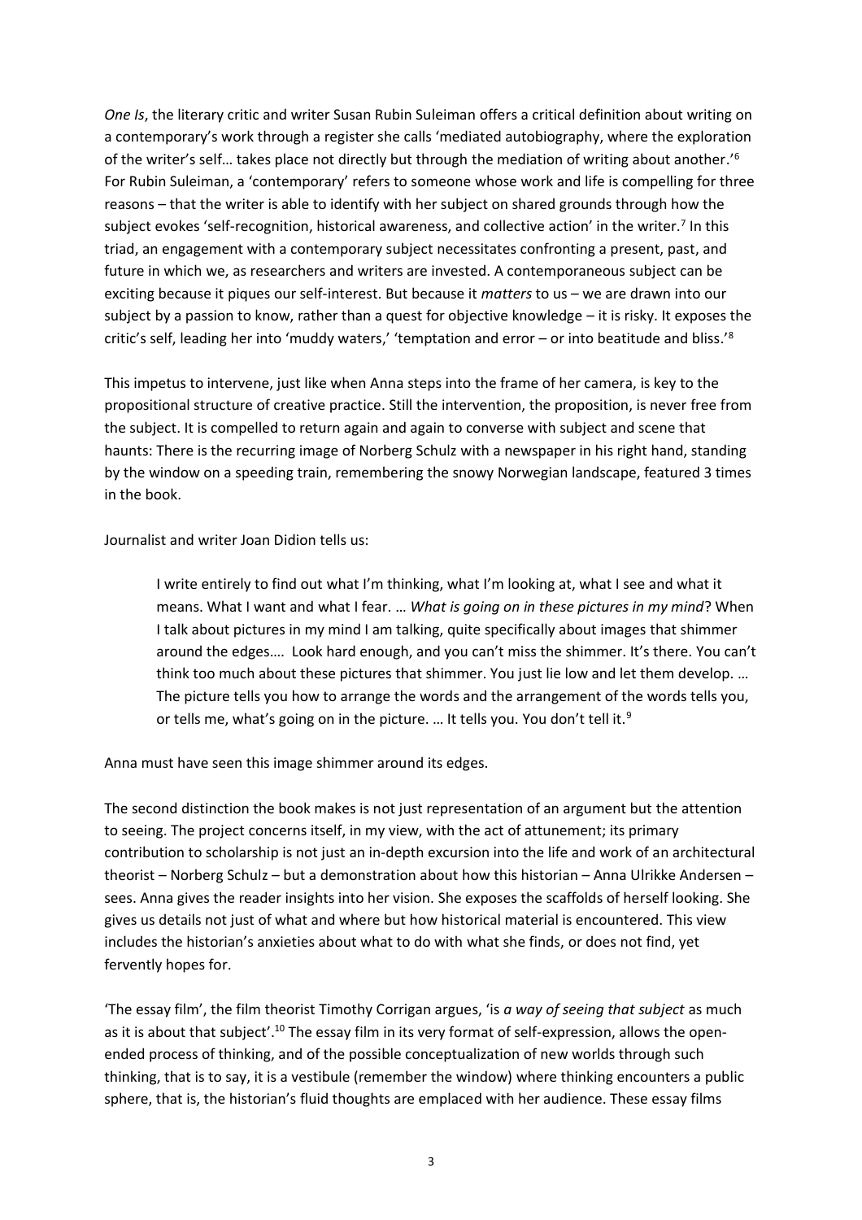*One Is*, the literary critic and writer Susan Rubin Suleiman offers a critical definition about writing on a contemporary's work through a register she calls 'mediated autobiography, where the exploration of the writer's self… takes place not directly but through the mediation of writing about another.'[6] For Rubin Suleiman, a 'contemporary' refers to someone whose work and life is compelling for three reasons – that the writer is able to identify with her subject on shared grounds through how the subject evokes 'self-recognition, historical awareness, and collective action' in the writer.[7] In this triad, an engagement with a contemporary subject necessitates confronting a present, past, and future in which we, as researchers and writers are invested. A contemporaneous subject can be exciting because it piques our self-interest. But because it *matters* to us – we are drawn into our subject by a passion to know, rather than a quest for objective knowledge – it is risky. It exposes the critic's self, leading her into 'muddy waters,' 'temptation and error – or into beatitude and bliss.'[8]

This impetus to intervene, just like when Anna steps into the frame of her camera, is key to the propositional structure of creative practice. Still the intervention, the proposition, is never free from the subject. It is compelled to return again and again to converse with subject and scene that haunts: There is the recurring image of Norberg Schulz with a newspaper in his right hand, standing by the window on a speeding train, remembering the snowy Norwegian landscape, featured 3 times in the book.

Journalist and writer Joan Didion tells us:

> I write entirely to find out what I'm thinking, what I'm looking at, what I see and what it means. What I want and what I fear. … *What is going on in these pictures in my mind*? When I talk about pictures in my mind I am talking, quite specifically about images that shimmer around the edges…. Look hard enough, and you can't miss the shimmer. It's there. You can't think too much about these pictures that shimmer. You just lie low and let them develop. … The picture tells you how to arrange the words and the arrangement of the words tells you, or tells me, what's going on in the picture. … It tells you. You don't tell it.[9]

Anna must have seen this image shimmer around its edges.

The second distinction the book makes is not just representation of an argument but the attention to seeing. The project concerns itself, in my view, with the act of attunement; its primary contribution to scholarship is not just an in-depth excursion into the life and work of an architectural theorist – Norberg Schulz – but a demonstration about how this historian – Anna Ulrikke Andersen – sees. Anna gives the reader insights into her vision. She exposes the scaffolds of herself looking. She gives us details not just of what and where but how historical material is encountered. This view includes the historian's anxieties about what to do with what she finds, or does not find, yet fervently hopes for.

'The essay film', the film theorist Timothy Corrigan argues, 'is *a way of seeing that subject* as much as it is about that subject'.[10] The essay film in its very format of self-expression, allows the open-ended process of thinking, and of the possible conceptualization of new worlds through such thinking, that is to say, it is a vestibule (remember the window) where thinking encounters a public sphere, that is, the historian's fluid thoughts are emplaced with her audience. These essay films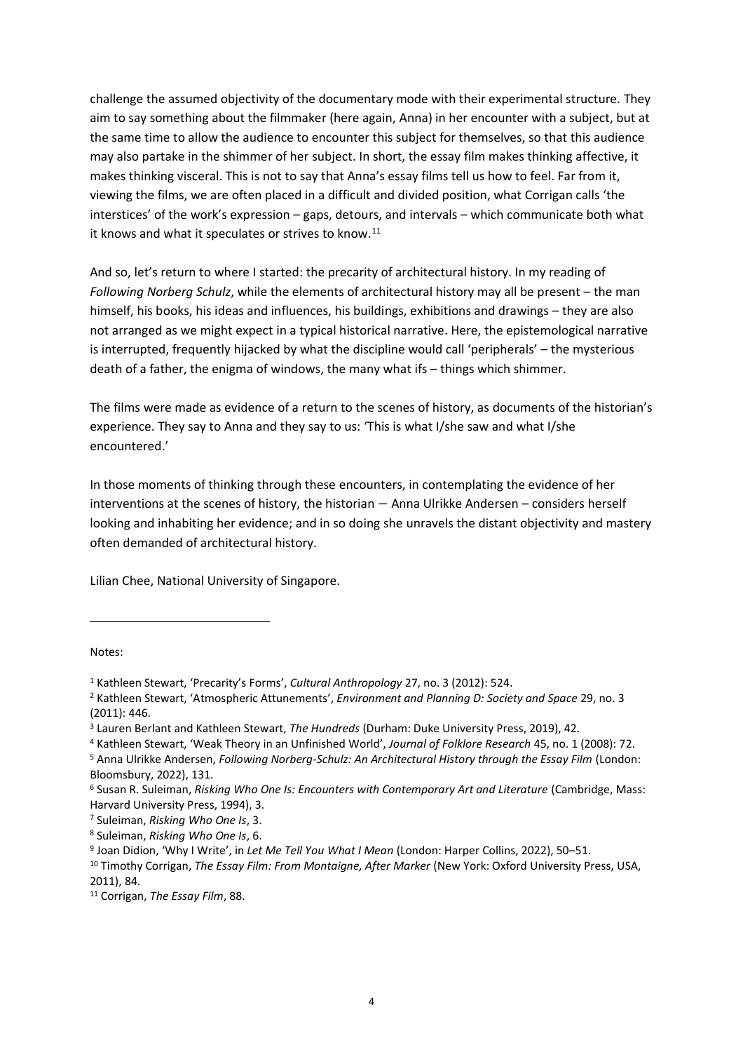challenge the assumed objectivity of the documentary mode with their experimental structure. They aim to say something about the filmmaker (here again, Anna) in her encounter with a subject, but at the same time to allow the audience to encounter this subject for themselves, so that this audience may also partake in the shimmer of her subject. In short, the essay film makes thinking affective, it makes thinking visceral. This is not to say that Anna's essay films tell us how to feel. Far from it, viewing the films, we are often placed in a difficult and divided position, what Corrigan calls 'the interstices' of the work's expression – gaps, detours, and intervals – which communicate both what it knows and what it speculates or strives to know.[11]

And so, let's return to where I started: the precarity of architectural history. In my reading of *Following Norberg Schulz*, while the elements of architectural history may all be present – the man himself, his books, his ideas and influences, his buildings, exhibitions and drawings – they are also not arranged as we might expect in a typical historical narrative. Here, the epistemological narrative is interrupted, frequently hijacked by what the discipline would call 'peripherals' – the mysterious death of a father, the enigma of windows, the many what ifs – things which shimmer.

The films were made as evidence of a return to the scenes of history, as documents of the historian's experience. They say to Anna and they say to us: 'This is what I/she saw and what I/she encountered.'

In those moments of thinking through these encounters, in contemplating the evidence of her interventions at the scenes of history, the historian — Anna Ulrikke Andersen – considers herself looking and inhabiting her evidence; and in so doing she unravels the distant objectivity and mastery often demanded of architectural history.

Lilian Chee, National University of Singapore.

---

Notes:

[1] Kathleen Stewart, 'Precarity's Forms', *Cultural Anthropology* 27, no. 3 (2012): 524.

[2] Kathleen Stewart, 'Atmospheric Attunements', *Environment and Planning D: Society and Space* 29, no. 3 (2011): 446.

[3] Lauren Berlant and Kathleen Stewart, *The Hundreds* (Durham: Duke University Press, 2019), 42.

[4] Kathleen Stewart, 'Weak Theory in an Unfinished World', *Journal of Folklore Research* 45, no. 1 (2008): 72.

[5] Anna Ulrikke Andersen, *Following Norberg-Schulz: An Architectural History through the Essay Film* (London: Bloomsbury, 2022), 131.

[6] Susan R. Suleiman, *Risking Who One Is: Encounters with Contemporary Art and Literature* (Cambridge, Mass: Harvard University Press, 1994), 3.

[7] Suleiman, *Risking Who One Is*, 3.

[8] Suleiman, *Risking Who One Is*, 6.

[9] Joan Didion, 'Why I Write', in *Let Me Tell You What I Mean* (London: Harper Collins, 2022), 50–51.

[10] Timothy Corrigan, *The Essay Film: From Montaigne, After Marker* (New York: Oxford University Press, USA, 2011), 84.

[11] Corrigan, *The Essay Film*, 88.